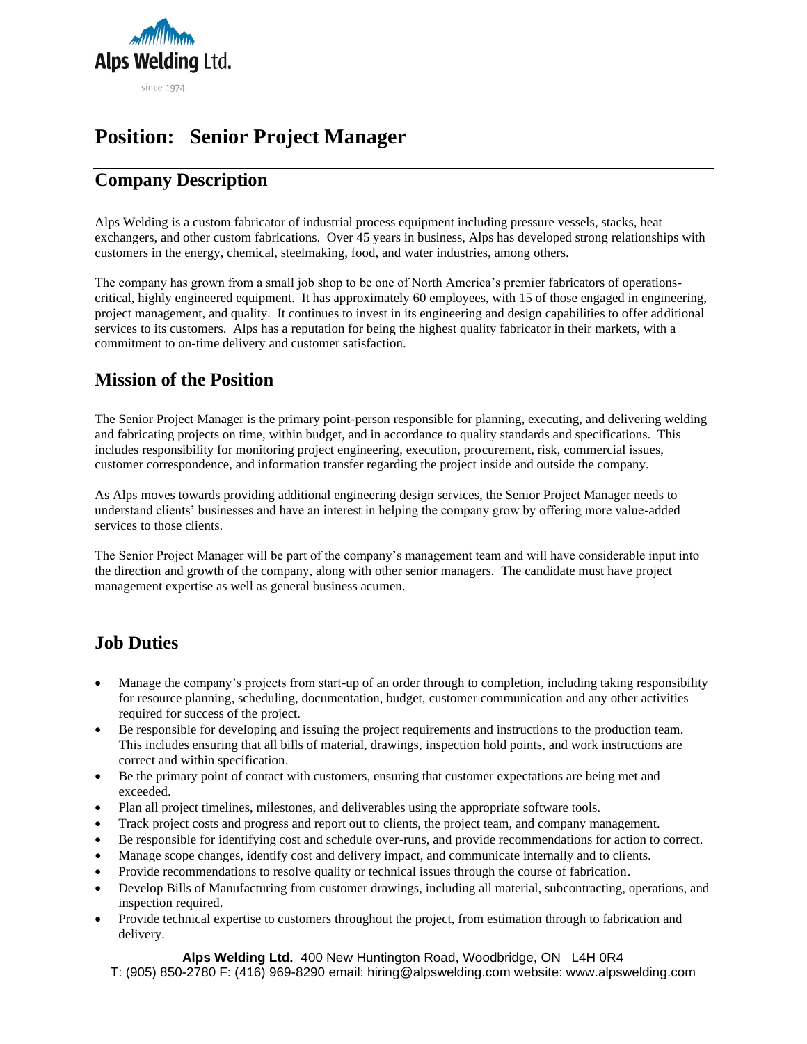Alps Welding Ltd.

since 1974

# Position: Senior Project Manager

## Company Description

Alps Welding is a custom fabricator of industrial process equipment including pressure vessels, stacks, heat exchangers, and other custom fabrications. Over 45 years in business, Alps has developed strong relationships with customers in the energy, chemical, steelmaking, food, and water industries, among others.

The company has grown from a small job shop to be one of North America's premier fabricators of operations-critical, highly engineered equipment. It has approximately 60 employees, with 15 of those engaged in engineering, project management, and quality. It continues to invest in its engineering and design capabilities to offer additional services to its customers. Alps has a reputation for being the highest quality fabricator in their markets, with a commitment to on-time delivery and customer satisfaction.

## Mission of the Position

The Senior Project Manager is the primary point-person responsible for planning, executing, and delivering welding and fabricating projects on time, within budget, and in accordance to quality standards and specifications. This includes responsibility for monitoring project engineering, execution, procurement, risk, commercial issues, customer correspondence, and information transfer regarding the project inside and outside the company.

As Alps moves towards providing additional engineering design services, the Senior Project Manager needs to understand clients' businesses and have an interest in helping the company grow by offering more value-added services to those clients.

The Senior Project Manager will be part of the company's management team and will have considerable input into the direction and growth of the company, along with other senior managers. The candidate must have project management expertise as well as general business acumen.

## Job Duties

- Manage the company's projects from start-up of an order through to completion, including taking responsibility for resource planning, scheduling, documentation, budget, customer communication and any other activities required for success of the project.
- Be responsible for developing and issuing the project requirements and instructions to the production team. This includes ensuring that all bills of material, drawings, inspection hold points, and work instructions are correct and within specification.
- Be the primary point of contact with customers, ensuring that customer expectations are being met and exceeded.
- Plan all project timelines, milestones, and deliverables using the appropriate software tools.
- Track project costs and progress and report out to clients, the project team, and company management.
- Be responsible for identifying cost and schedule over-runs, and provide recommendations for action to correct.
- Manage scope changes, identify cost and delivery impact, and communicate internally and to clients.
- Provide recommendations to resolve quality or technical issues through the course of fabrication.
- Develop Bills of Manufacturing from customer drawings, including all material, subcontracting, operations, and inspection required.
- Provide technical expertise to customers throughout the project, from estimation through to fabrication and delivery.

**Alps Welding Ltd.** 400 New Huntington Road, Woodbridge, ON L4H 0R4
T: (905) 850-2780 F: (416) 969-8290 email: hiring@alpswelding.com website: www.alpswelding.com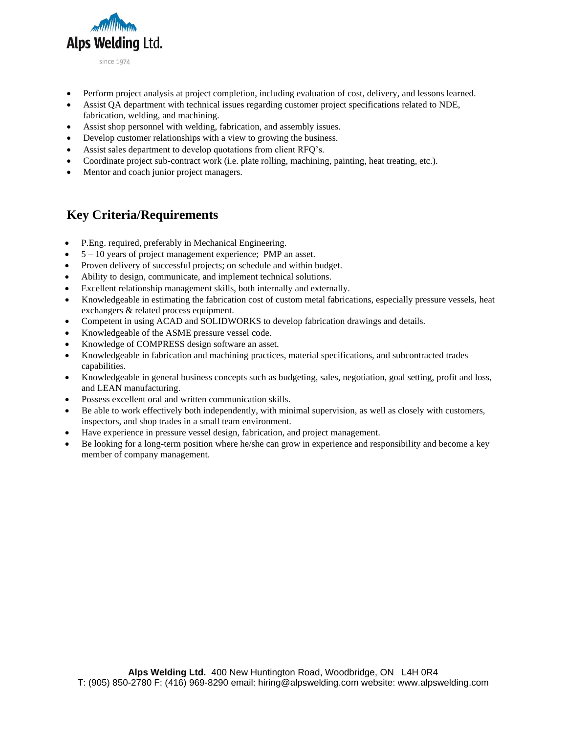- Perform project analysis at project completion, including evaluation of cost, delivery, and lessons learned.
- Assist QA department with technical issues regarding customer project specifications related to NDE, fabrication, welding, and machining.
- Assist shop personnel with welding, fabrication, and assembly issues.
- Develop customer relationships with a view to growing the business.
- Assist sales department to develop quotations from client RFQ's.
- Coordinate project sub-contract work (i.e. plate rolling, machining, painting, heat treating, etc.).
- Mentor and coach junior project managers.

## Key Criteria/Requirements

- P.Eng. required, preferably in Mechanical Engineering.
- 5 – 10 years of project management experience; PMP an asset.
- Proven delivery of successful projects; on schedule and within budget.
- Ability to design, communicate, and implement technical solutions.
- Excellent relationship management skills, both internally and externally.
- Knowledgeable in estimating the fabrication cost of custom metal fabrications, especially pressure vessels, heat exchangers & related process equipment.
- Competent in using ACAD and SOLIDWORKS to develop fabrication drawings and details.
- Knowledgeable of the ASME pressure vessel code.
- Knowledge of COMPRESS design software an asset.
- Knowledgeable in fabrication and machining practices, material specifications, and subcontracted trades capabilities.
- Knowledgeable in general business concepts such as budgeting, sales, negotiation, goal setting, profit and loss, and LEAN manufacturing.
- Possess excellent oral and written communication skills.
- Be able to work effectively both independently, with minimal supervision, as well as closely with customers, inspectors, and shop trades in a small team environment.
- Have experience in pressure vessel design, fabrication, and project management.
- Be looking for a long-term position where he/she can grow in experience and responsibility and become a key member of company management.